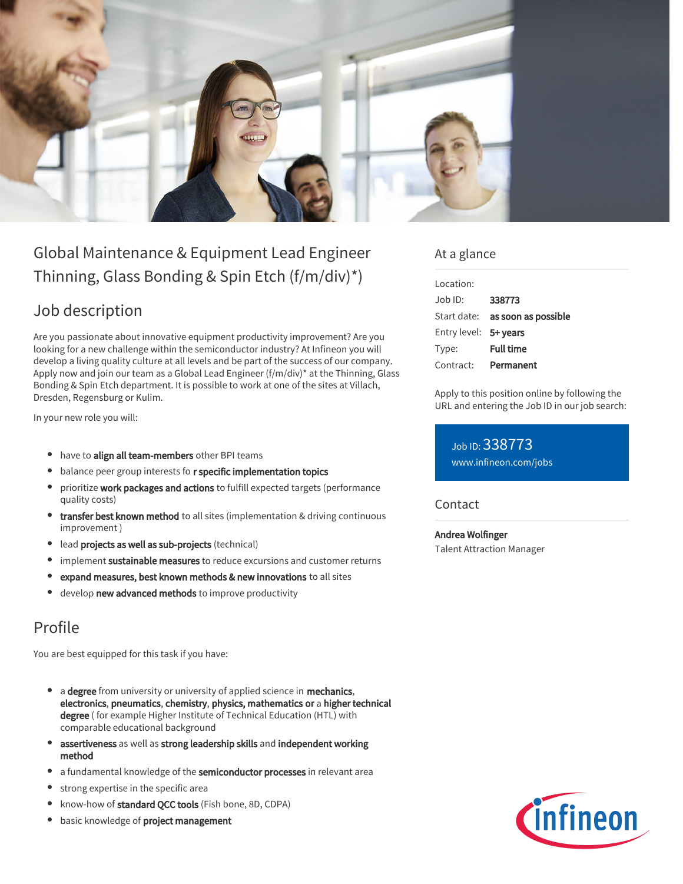# Global Maintenance & Equipment Lead Engineer Thinning, Glass Bonding & Spin Etch (f/m/div)*)

## Job description

Are you passionate about innovative equipment productivity improvement? Are you looking for a new challenge within the semiconductor industry? At Infineon you will develop a living quality culture at all levels and be part of the success of our company. Apply now and join our team as a Global Lead Engineer (f/m/div)* at the Thinning, Glass Bonding & Spin Etch department. It is possible to work at one of the sites at Villach, Dresden, Regensburg or Kulim.

In your new role you will:

- have to **align all team-members** other BPI teams
- balance peer group interests fo **r specific implementation topics**
- prioritize **work packages and actions** to fulfill expected targets (performance quality costs)
- **transfer best known method** to all sites (implementation & driving continuous improvement )
- lead **projects as well as sub-projects** (technical)
- implement **sustainable measures** to reduce excursions and customer returns
- **expand measures, best known methods & new innovations** to all sites
- develop **new advanced methods** to improve productivity

## Profile

You are best equipped for this task if you have:

- a **degree** from university or university of applied science in **mechanics**, **electronics**, **pneumatics**, **chemistry**, **physics, mathematics or** a **higher technical degree** ( for example Higher Institute of Technical Education (HTL) with comparable educational background
- **assertiveness** as well as **strong leadership skills** and **independent working method**
- a fundamental knowledge of the **semiconductor processes** in relevant area
- strong expertise in the specific area
- know-how of **standard QCC tools** (Fish bone, 8D, CDPA)
- basic knowledge of **project management**

## At a glance

| | |
|---|---|
| Location: | |
| Job ID: | **338773** |
| Start date: | **as soon as possible** |
| Entry level: | **5+ years** |
| Type: | **Full time** |
| Contract: | **Permanent** |

Apply to this position online by following the URL and entering the Job ID in our job search:

Job ID: 338773
www.infineon.com/jobs

## Contact

**Andrea Wolfinger**
Talent Attraction Manager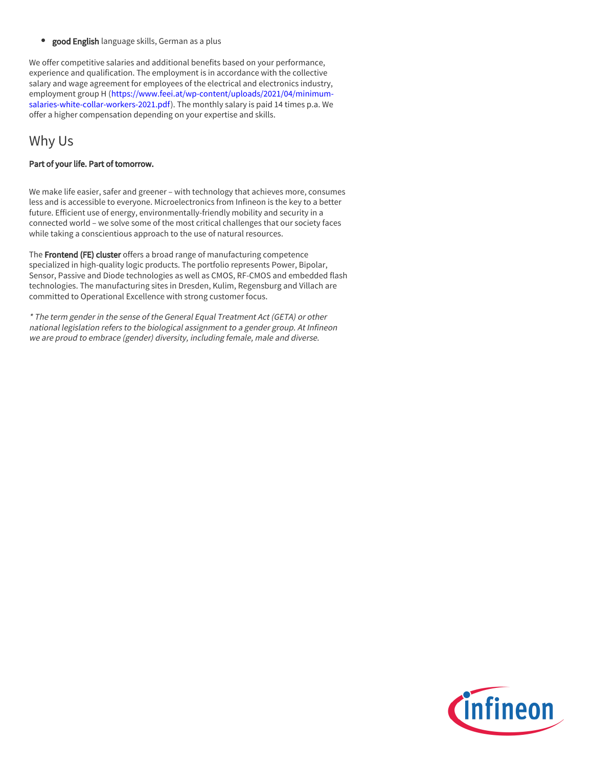- **good English** language skills, German as a plus

We offer competitive salaries and additional benefits based on your performance, experience and qualification. The employment is in accordance with the collective salary and wage agreement for employees of the electrical and electronics industry, employment group H (https://www.feei.at/wp-content/uploads/2021/04/minimum-salaries-white-collar-workers-2021.pdf). The monthly salary is paid 14 times p.a. We offer a higher compensation depending on your expertise and skills.

## Why Us

**Part of your life. Part of tomorrow.**

We make life easier, safer and greener – with technology that achieves more, consumes less and is accessible to everyone. Microelectronics from Infineon is the key to a better future. Efficient use of energy, environmentally-friendly mobility and security in a connected world – we solve some of the most critical challenges that our society faces while taking a conscientious approach to the use of natural resources.

The **Frontend (FE) cluster** offers a broad range of manufacturing competence specialized in high-quality logic products. The portfolio represents Power, Bipolar, Sensor, Passive and Diode technologies as well as CMOS, RF-CMOS and embedded flash technologies. The manufacturing sites in Dresden, Kulim, Regensburg and Villach are committed to Operational Excellence with strong customer focus.

*\* The term gender in the sense of the General Equal Treatment Act (GETA) or other national legislation refers to the biological assignment to a gender group. At Infineon we are proud to embrace (gender) diversity, including female, male and diverse.*